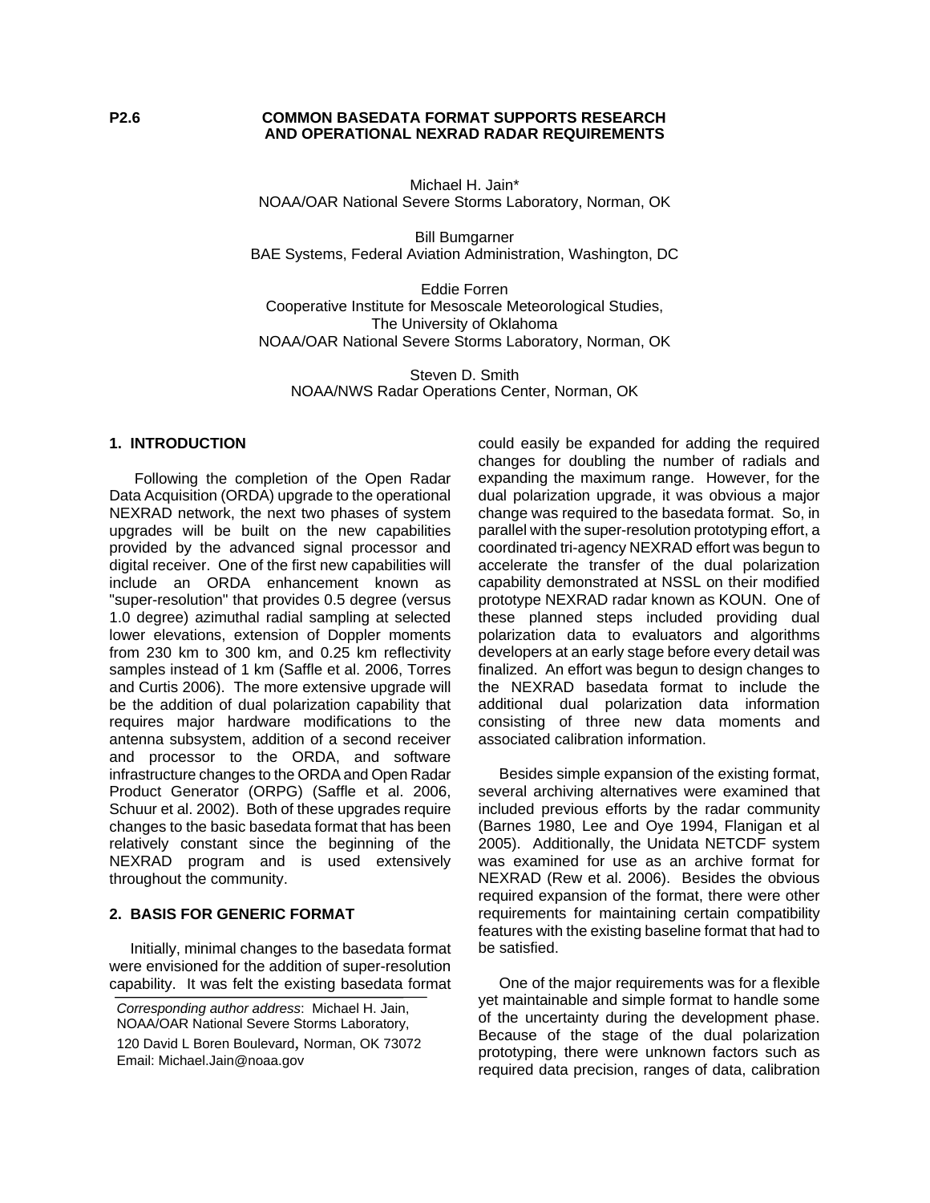**P2.6**

# COMMON BASEDATA FORMAT SUPPORTS RESEARCH AND OPERATIONAL NEXRAD RADAR REQUIREMENTS

Michael H. Jain*
NOAA/OAR National Severe Storms Laboratory, Norman, OK

Bill Bumgarner
BAE Systems, Federal Aviation Administration, Washington, DC

Eddie Forren
Cooperative Institute for Mesoscale Meteorological Studies,
The University of Oklahoma
NOAA/OAR National Severe Storms Laboratory, Norman, OK

Steven D. Smith
NOAA/NWS Radar Operations Center, Norman, OK

## 1. INTRODUCTION

Following the completion of the Open Radar Data Acquisition (ORDA) upgrade to the operational NEXRAD network, the next two phases of system upgrades will be built on the new capabilities provided by the advanced signal processor and digital receiver. One of the first new capabilities will include an ORDA enhancement known as "super-resolution" that provides 0.5 degree (versus 1.0 degree) azimuthal radial sampling at selected lower elevations, extension of Doppler moments from 230 km to 300 km, and 0.25 km reflectivity samples instead of 1 km (Saffle et al. 2006, Torres and Curtis 2006). The more extensive upgrade will be the addition of dual polarization capability that requires major hardware modifications to the antenna subsystem, addition of a second receiver and processor to the ORDA, and software infrastructure changes to the ORDA and Open Radar Product Generator (ORPG) (Saffle et al. 2006, Schuur et al. 2002). Both of these upgrades require changes to the basic basedata format that has been relatively constant since the beginning of the NEXRAD program and is used extensively throughout the community.

## 2. BASIS FOR GENERIC FORMAT

Initially, minimal changes to the basedata format were envisioned for the addition of super-resolution capability. It was felt the existing basedata format could easily be expanded for adding the required changes for doubling the number of radials and expanding the maximum range. However, for the dual polarization upgrade, it was obvious a major change was required to the basedata format. So, in parallel with the super-resolution prototyping effort, a coordinated tri-agency NEXRAD effort was begun to accelerate the transfer of the dual polarization capability demonstrated at NSSL on their modified prototype NEXRAD radar known as KOUN. One of these planned steps included providing dual polarization data to evaluators and algorithms developers at an early stage before every detail was finalized. An effort was begun to design changes to the NEXRAD basedata format to include the additional dual polarization data information consisting of three new data moments and associated calibration information.

Besides simple expansion of the existing format, several archiving alternatives were examined that included previous efforts by the radar community (Barnes 1980, Lee and Oye 1994, Flanigan et al 2005). Additionally, the Unidata NETCDF system was examined for use as an archive format for NEXRAD (Rew et al. 2006). Besides the obvious required expansion of the format, there were other requirements for maintaining certain compatibility features with the existing baseline format that had to be satisfied.

One of the major requirements was for a flexible yet maintainable and simple format to handle some of the uncertainty during the development phase. Because of the stage of the dual polarization prototyping, there were unknown factors such as required data precision, ranges of data, calibration

---

*Corresponding author address*: Michael H. Jain, NOAA/OAR National Severe Storms Laboratory, 120 David L Boren Boulevard, Norman, OK 73072
Email: Michael.Jain@noaa.gov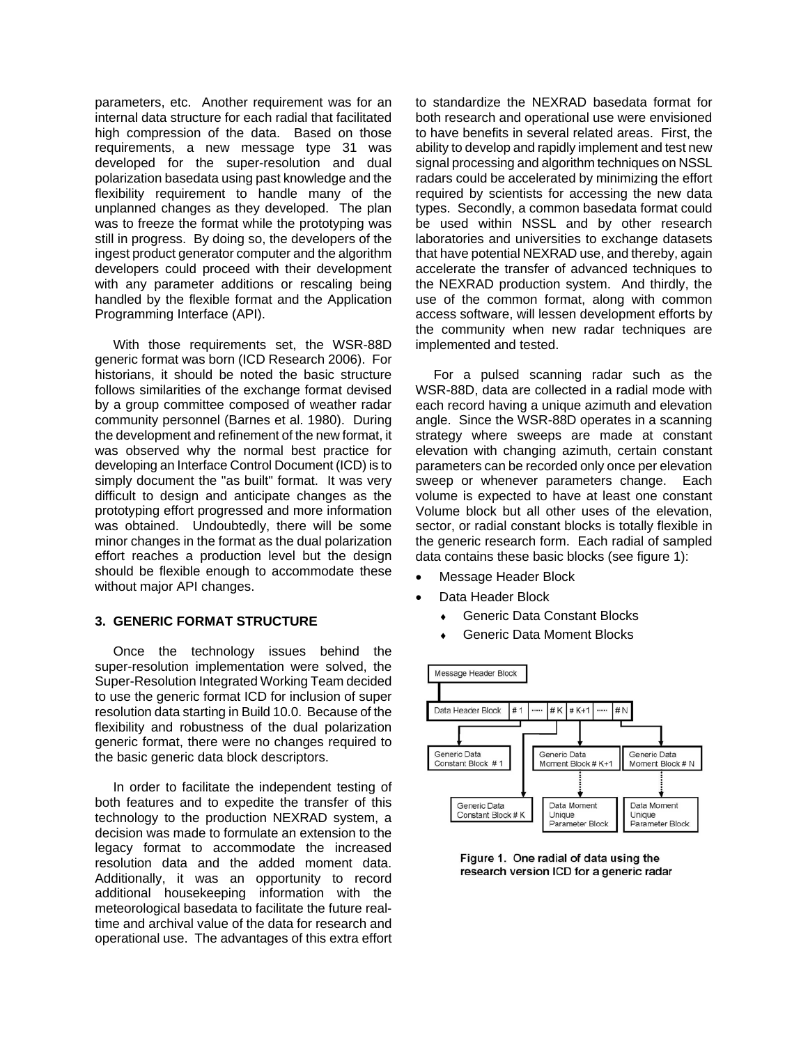parameters, etc. Another requirement was for an internal data structure for each radial that facilitated high compression of the data. Based on those requirements, a new message type 31 was developed for the super-resolution and dual polarization basedata using past knowledge and the flexibility requirement to handle many of the unplanned changes as they developed. The plan was to freeze the format while the prototyping was still in progress. By doing so, the developers of the ingest product generator computer and the algorithm developers could proceed with their development with any parameter additions or rescaling being handled by the flexible format and the Application Programming Interface (API).

With those requirements set, the WSR-88D generic format was born (ICD Research 2006). For historians, it should be noted the basic structure follows similarities of the exchange format devised by a group committee composed of weather radar community personnel (Barnes et al. 1980). During the development and refinement of the new format, it was observed why the normal best practice for developing an Interface Control Document (ICD) is to simply document the "as built" format. It was very difficult to design and anticipate changes as the prototyping effort progressed and more information was obtained. Undoubtedly, there will be some minor changes in the format as the dual polarization effort reaches a production level but the design should be flexible enough to accommodate these without major API changes.

### 3. GENERIC FORMAT STRUCTURE

Once the technology issues behind the super-resolution implementation were solved, the Super-Resolution Integrated Working Team decided to use the generic format ICD for inclusion of super resolution data starting in Build 10.0. Because of the flexibility and robustness of the dual polarization generic format, there were no changes required to the basic generic data block descriptors.

In order to facilitate the independent testing of both features and to expedite the transfer of this technology to the production NEXRAD system, a decision was made to formulate an extension to the legacy format to accommodate the increased resolution data and the added moment data. Additionally, it was an opportunity to record additional housekeeping information with the meteorological basedata to facilitate the future real-time and archival value of the data for research and operational use. The advantages of this extra effort to standardize the NEXRAD basedata format for both research and operational use were envisioned to have benefits in several related areas. First, the ability to develop and rapidly implement and test new signal processing and algorithm techniques on NSSL radars could be accelerated by minimizing the effort required by scientists for accessing the new data types. Secondly, a common basedata format could be used within NSSL and by other research laboratories and universities to exchange datasets that have potential NEXRAD use, and thereby, again accelerate the transfer of advanced techniques to the NEXRAD production system. And thirdly, the use of the common format, along with common access software, will lessen development efforts by the community when new radar techniques are implemented and tested.

For a pulsed scanning radar such as the WSR-88D, data are collected in a radial mode with each record having a unique azimuth and elevation angle. Since the WSR-88D operates in a scanning strategy where sweeps are made at constant elevation with changing azimuth, certain constant parameters can be recorded only once per elevation sweep or whenever parameters change. Each volume is expected to have at least one constant Volume block but all other uses of the elevation, sector, or radial constant blocks is totally flexible in the generic research form. Each radial of sampled data contains these basic blocks (see figure 1):

- Message Header Block
- Data Header Block
  - Generic Data Constant Blocks
  - Generic Data Moment Blocks

Figure 1. One radial of data using the research version ICD for a generic radar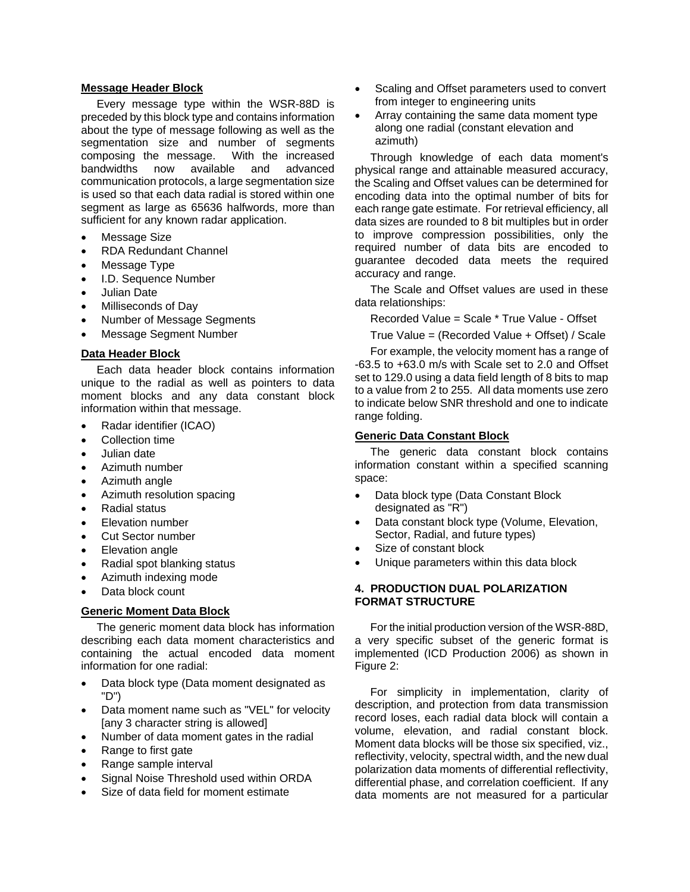**Message Header Block**

Every message type within the WSR-88D is preceded by this block type and contains information about the type of message following as well as the segmentation size and number of segments composing the message. With the increased bandwidths now available and advanced communication protocols, a large segmentation size is used so that each data radial is stored within one segment as large as 65636 halfwords, more than sufficient for any known radar application.

- Message Size
- RDA Redundant Channel
- Message Type
- I.D. Sequence Number
- Julian Date
- Milliseconds of Day
- Number of Message Segments
- Message Segment Number

**Data Header Block**

Each data header block contains information unique to the radial as well as pointers to data moment blocks and any data constant block information within that message.

- Radar identifier (ICAO)
- Collection time
- Julian date
- Azimuth number
- Azimuth angle
- Azimuth resolution spacing
- Radial status
- Elevation number
- Cut Sector number
- Elevation angle
- Radial spot blanking status
- Azimuth indexing mode
- Data block count

**Generic Moment Data Block**

The generic moment data block has information describing each data moment characteristics and containing the actual encoded data moment information for one radial:

- Data block type (Data moment designated as "D")
- Data moment name such as "VEL" for velocity [any 3 character string is allowed]
- Number of data moment gates in the radial
- Range to first gate
- Range sample interval
- Signal Noise Threshold used within ORDA
- Size of data field for moment estimate
- Scaling and Offset parameters used to convert from integer to engineering units
- Array containing the same data moment type along one radial (constant elevation and azimuth)

Through knowledge of each data moment's physical range and attainable measured accuracy, the Scaling and Offset values can be determined for encoding data into the optimal number of bits for each range gate estimate. For retrieval efficiency, all data sizes are rounded to 8 bit multiples but in order to improve compression possibilities, only the required number of data bits are encoded to guarantee decoded data meets the required accuracy and range.

The Scale and Offset values are used in these data relationships:

Recorded Value = Scale * True Value - Offset

True Value = (Recorded Value + Offset) / Scale

For example, the velocity moment has a range of -63.5 to +63.0 m/s with Scale set to 2.0 and Offset set to 129.0 using a data field length of 8 bits to map to a value from 2 to 255. All data moments use zero to indicate below SNR threshold and one to indicate range folding.

**Generic Data Constant Block**

The generic data constant block contains information constant within a specified scanning space:

- Data block type (Data Constant Block designated as "R")
- Data constant block type (Volume, Elevation, Sector, Radial, and future types)
- Size of constant block
- Unique parameters within this data block

## 4. PRODUCTION DUAL POLARIZATION FORMAT STRUCTURE

For the initial production version of the WSR-88D, a very specific subset of the generic format is implemented (ICD Production 2006) as shown in Figure 2:

For simplicity in implementation, clarity of description, and protection from data transmission record loses, each radial data block will contain a volume, elevation, and radial constant block. Moment data blocks will be those six specified, viz., reflectivity, velocity, spectral width, and the new dual polarization data moments of differential reflectivity, differential phase, and correlation coefficient. If any data moments are not measured for a particular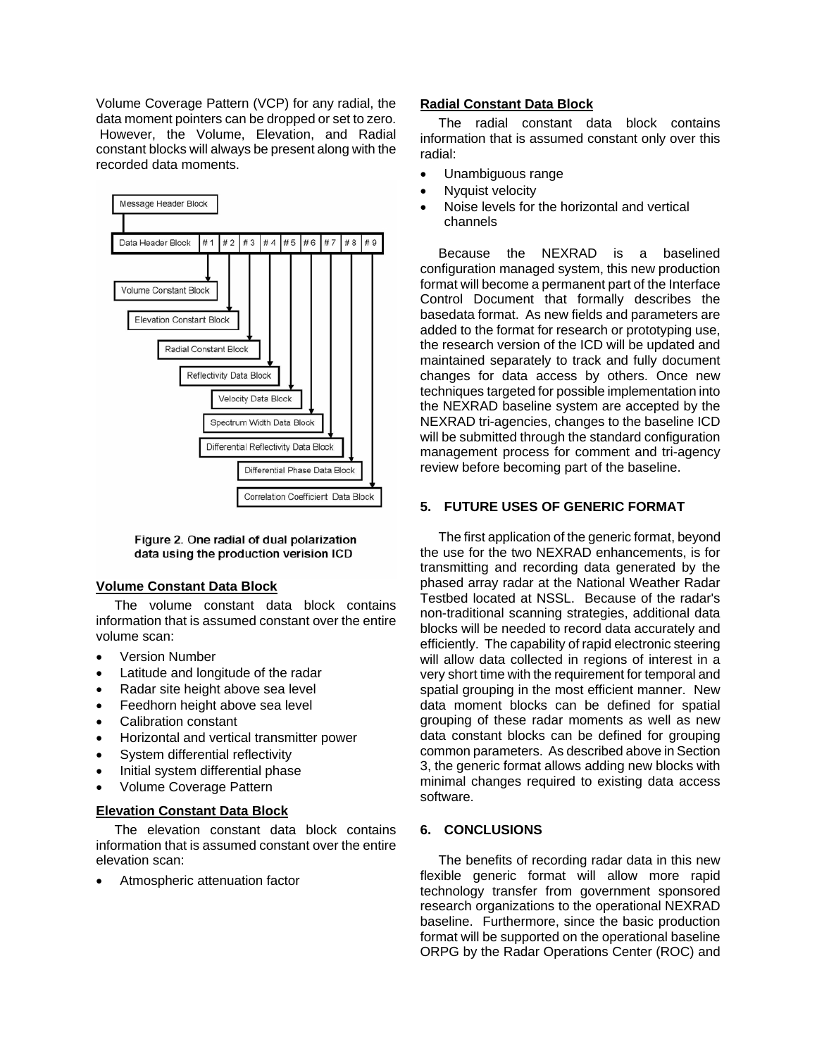Volume Coverage Pattern (VCP) for any radial, the data moment pointers can be dropped or set to zero. However, the Volume, Elevation, and Radial constant blocks will always be present along with the recorded data moments.

Figure 2. One radial of dual polarization data using the production verision ICD

**Volume Constant Data Block**

The volume constant data block contains information that is assumed constant over the entire volume scan:

- Version Number
- Latitude and longitude of the radar
- Radar site height above sea level
- Feedhorn height above sea level
- Calibration constant
- Horizontal and vertical transmitter power
- System differential reflectivity
- Initial system differential phase
- Volume Coverage Pattern

**Elevation Constant Data Block**

The elevation constant data block contains information that is assumed constant over the entire elevation scan:

- Atmospheric attenuation factor

**Radial Constant Data Block**

The radial constant data block contains information that is assumed constant only over this radial:

- Unambiguous range
- Nyquist velocity
- Noise levels for the horizontal and vertical channels

Because the NEXRAD is a baselined configuration managed system, this new production format will become a permanent part of the Interface Control Document that formally describes the basedata format. As new fields and parameters are added to the format for research or prototyping use, the research version of the ICD will be updated and maintained separately to track and fully document changes for data access by others. Once new techniques targeted for possible implementation into the NEXRAD baseline system are accepted by the NEXRAD tri-agencies, changes to the baseline ICD will be submitted through the standard configuration management process for comment and tri-agency review before becoming part of the baseline.

## 5. FUTURE USES OF GENERIC FORMAT

The first application of the generic format, beyond the use for the two NEXRAD enhancements, is for transmitting and recording data generated by the phased array radar at the National Weather Radar Testbed located at NSSL. Because of the radar's non-traditional scanning strategies, additional data blocks will be needed to record data accurately and efficiently. The capability of rapid electronic steering will allow data collected in regions of interest in a very short time with the requirement for temporal and spatial grouping in the most efficient manner. New data moment blocks can be defined for spatial grouping of these radar moments as well as new data constant blocks can be defined for grouping common parameters. As described above in Section 3, the generic format allows adding new blocks with minimal changes required to existing data access software.

## 6. CONCLUSIONS

The benefits of recording radar data in this new flexible generic format will allow more rapid technology transfer from government sponsored research organizations to the operational NEXRAD baseline. Furthermore, since the basic production format will be supported on the operational baseline ORPG by the Radar Operations Center (ROC) and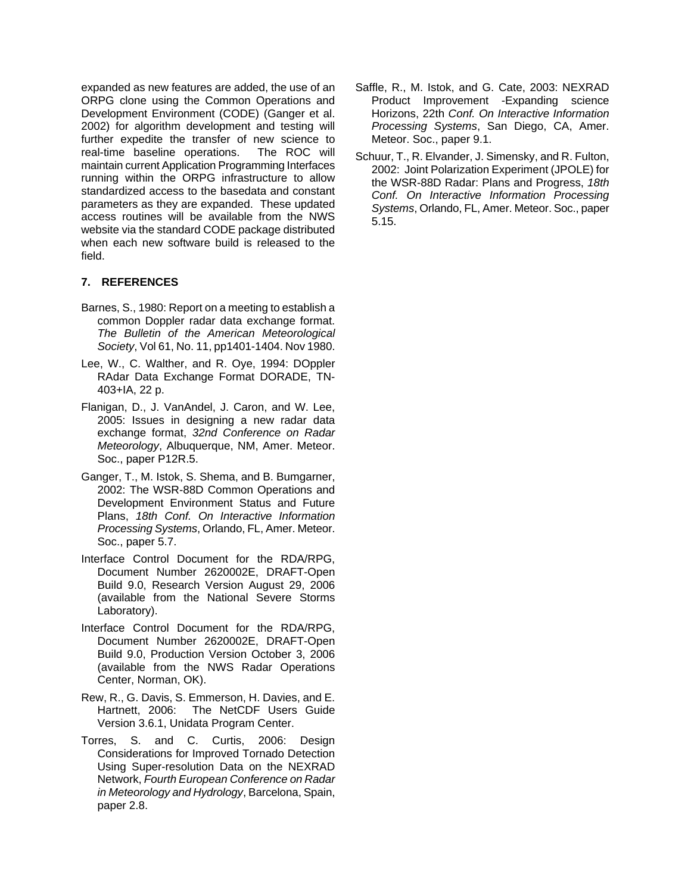expanded as new features are added, the use of an ORPG clone using the Common Operations and Development Environment (CODE) (Ganger et al. 2002) for algorithm development and testing will further expedite the transfer of new science to real-time baseline operations. The ROC will maintain current Application Programming Interfaces running within the ORPG infrastructure to allow standardized access to the basedata and constant parameters as they are expanded. These updated access routines will be available from the NWS website via the standard CODE package distributed when each new software build is released to the field.

### 7. REFERENCES

Barnes, S., 1980: Report on a meeting to establish a common Doppler radar data exchange format. *The Bulletin of the American Meteorological Society*, Vol 61, No. 11, pp1401-1404. Nov 1980.

Lee, W., C. Walther, and R. Oye, 1994: DOppler RAdar Data Exchange Format DORADE, TN-403+IA, 22 p.

Flanigan, D., J. VanAndel, J. Caron, and W. Lee, 2005: Issues in designing a new radar data exchange format, *32nd Conference on Radar Meteorology*, Albuquerque, NM, Amer. Meteor. Soc., paper P12R.5.

Ganger, T., M. Istok, S. Shema, and B. Bumgarner, 2002: The WSR-88D Common Operations and Development Environment Status and Future Plans, *18th Conf. On Interactive Information Processing Systems*, Orlando, FL, Amer. Meteor. Soc., paper 5.7.

Interface Control Document for the RDA/RPG, Document Number 2620002E, DRAFT-Open Build 9.0, Research Version August 29, 2006 (available from the National Severe Storms Laboratory).

Interface Control Document for the RDA/RPG, Document Number 2620002E, DRAFT-Open Build 9.0, Production Version October 3, 2006 (available from the NWS Radar Operations Center, Norman, OK).

Rew, R., G. Davis, S. Emmerson, H. Davies, and E. Hartnett, 2006: The NetCDF Users Guide Version 3.6.1, Unidata Program Center.

Torres, S. and C. Curtis, 2006: Design Considerations for Improved Tornado Detection Using Super-resolution Data on the NEXRAD Network, *Fourth European Conference on Radar in Meteorology and Hydrology*, Barcelona, Spain, paper 2.8.

Saffle, R., M. Istok, and G. Cate, 2003: NEXRAD Product Improvement -Expanding science Horizons, 22th *Conf. On Interactive Information Processing Systems*, San Diego, CA, Amer. Meteor. Soc., paper 9.1.

Schuur, T., R. Elvander, J. Simensky, and R. Fulton, 2002: Joint Polarization Experiment (JPOLE) for the WSR-88D Radar: Plans and Progress, *18th Conf. On Interactive Information Processing Systems*, Orlando, FL, Amer. Meteor. Soc., paper 5.15.